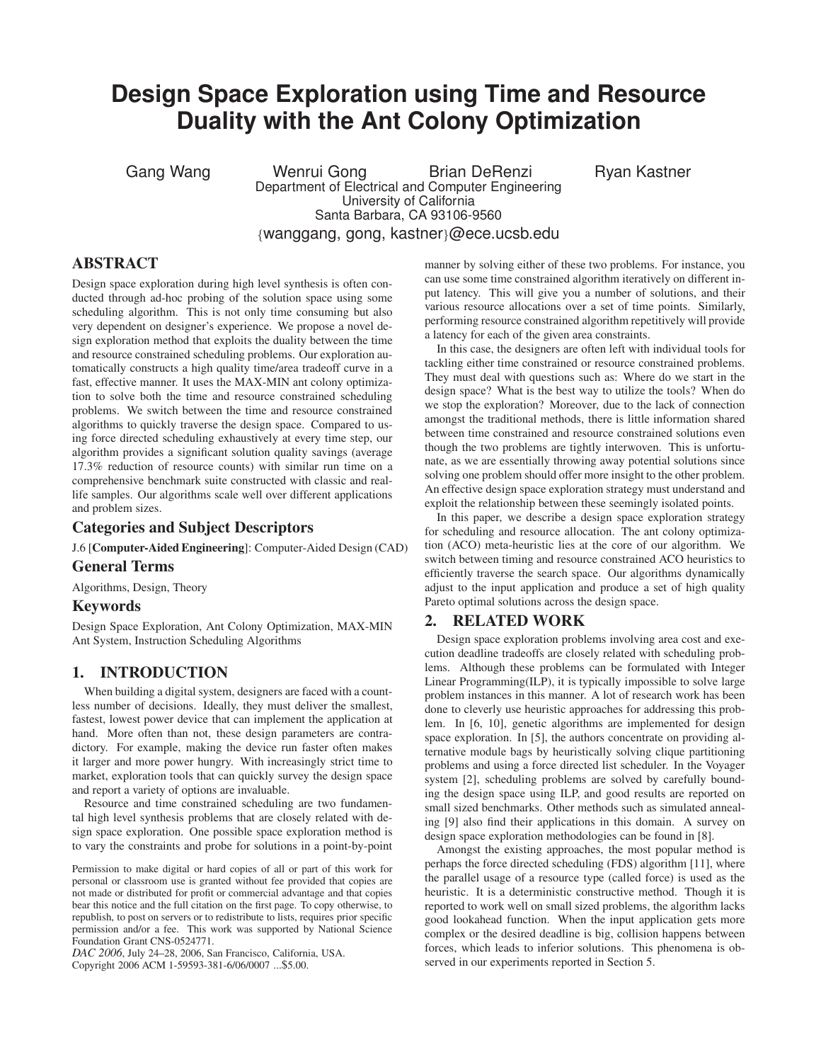# Design Space Exploration using Time and Resource Duality with the Ant Colony Optimization

Gang Wang Wenrui Gong Brian DeRenzi Ryan Kastner

Department of Electrical and Computer Engineering
University of California
Santa Barbara, CA 93106-9560

{wanggang, gong, kastner}@ece.ucsb.edu

## ABSTRACT

Design space exploration during high level synthesis is often conducted through ad-hoc probing of the solution space using some scheduling algorithm. This is not only time consuming but also very dependent on designer's experience. We propose a novel design exploration method that exploits the duality between the time and resource constrained scheduling problems. Our exploration automatically constructs a high quality time/area tradeoff curve in a fast, effective manner. It uses the MAX-MIN ant colony optimization to solve both the time and resource constrained scheduling problems. We switch between the time and resource constrained algorithms to quickly traverse the design space. Compared to using force directed scheduling exhaustively at every time step, our algorithm provides a significant solution quality savings (average 17.3% reduction of resource counts) with similar run time on a comprehensive benchmark suite constructed with classic and real-life samples. Our algorithms scale well over different applications and problem sizes.

### Categories and Subject Descriptors

J.6 [**Computer-Aided Engineering**]: Computer-Aided Design (CAD)

### General Terms

Algorithms, Design, Theory

### Keywords

Design Space Exploration, Ant Colony Optimization, MAX-MIN Ant System, Instruction Scheduling Algorithms

## 1. INTRODUCTION

When building a digital system, designers are faced with a countless number of decisions. Ideally, they must deliver the smallest, fastest, lowest power device that can implement the application at hand. More often than not, these design parameters are contradictory. For example, making the device run faster often makes it larger and more power hungry. With increasingly strict time to market, exploration tools that can quickly survey the design space and report a variety of options are invaluable.

Resource and time constrained scheduling are two fundamental high level synthesis problems that are closely related with design space exploration. One possible space exploration method is to vary the constraints and probe for solutions in a point-by-point manner by solving either of these two problems. For instance, you can use some time constrained algorithm iteratively on different input latency. This will give you a number of solutions, and their various resource allocations over a set of time points. Similarly, performing resource constrained algorithm repetitively will provide a latency for each of the given area constraints.

In this case, the designers are often left with individual tools for tackling either time constrained or resource constrained problems. They must deal with questions such as: Where do we start in the design space? What is the best way to utilize the tools? When do we stop the exploration? Moreover, due to the lack of connection amongst the traditional methods, there is little information shared between time constrained and resource constrained solutions even though the two problems are tightly interwoven. This is unfortunate, as we are essentially throwing away potential solutions since solving one problem should offer more insight to the other problem. An effective design space exploration strategy must understand and exploit the relationship between these seemingly isolated points.

In this paper, we describe a design space exploration strategy for scheduling and resource allocation. The ant colony optimization (ACO) meta-heuristic lies at the core of our algorithm. We switch between timing and resource constrained ACO heuristics to efficiently traverse the search space. Our algorithms dynamically adjust to the input application and produce a set of high quality Pareto optimal solutions across the design space.

## 2. RELATED WORK

Design space exploration problems involving area cost and execution deadline tradeoffs are closely related with scheduling problems. Although these problems can be formulated with Integer Linear Programming(ILP), it is typically impossible to solve large problem instances in this manner. A lot of research work has been done to cleverly use heuristic approaches for addressing this problem. In [6, 10], genetic algorithms are implemented for design space exploration. In [5], the authors concentrate on providing alternative module bags by heuristically solving clique partitioning problems and using a force directed list scheduler. In the Voyager system [2], scheduling problems are solved by carefully bounding the design space using ILP, and good results are reported on small sized benchmarks. Other methods such as simulated annealing [9] also find their applications in this domain. A survey on design space exploration methodologies can be found in [8].

Amongst the existing approaches, the most popular method is perhaps the force directed scheduling (FDS) algorithm [11], where the parallel usage of a resource type (called force) is used as the heuristic. It is a deterministic constructive method. Though it is reported to work well on small sized problems, the algorithm lacks good lookahead function. When the input application gets more complex or the desired deadline is big, collision happens between forces, which leads to inferior solutions. This phenomena is observed in our experiments reported in Section 5.

Permission to make digital or hard copies of all or part of this work for personal or classroom use is granted without fee provided that copies are not made or distributed for profit or commercial advantage and that copies bear this notice and the full citation on the first page. To copy otherwise, to republish, to post on servers or to redistribute to lists, requires prior specific permission and/or a fee. This work was supported by National Science Foundation Grant CNS-0524771.

*DAC 2006*, July 24–28, 2006, San Francisco, California, USA.
Copyright 2006 ACM 1-59593-381-6/06/0007 ...$5.00.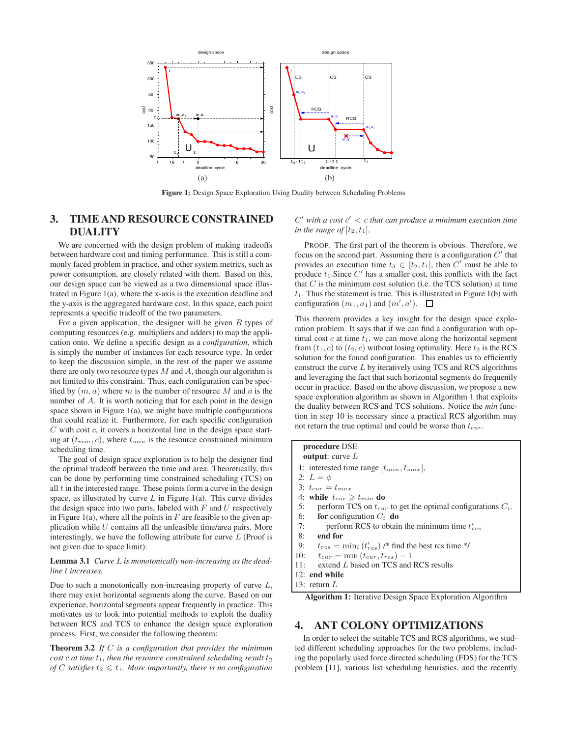**Figure 1:** Design Space Exploration Using Duality between Scheduling Problems

## 3. TIME AND RESOURCE CONSTRAINED DUALITY

We are concerned with the design problem of making tradeoffs between hardware cost and timing performance. This is still a commonly faced problem in practice, and other system metrics, such as power consumption, are closely related with them. Based on this, our design space can be viewed as a two dimensional space illustrated in Figure 1(a), where the x-axis is the execution deadline and the y-axis is the aggregated hardware cost. In this space, each point represents a specific tradeoff of the two parameters.

For a given application, the designer will be given $R$ types of computing resources (e.g. multipliers and adders) to map the application onto. We define a specific design as a *configuration*, which is simply the number of instances for each resource type. In order to keep the discussion simple, in the rest of the paper we assume there are only two resource types $M$ and $A$, though our algorithm is not limited to this constraint. Thus, each configuration can be specified by $(m, a)$ where $m$ is the number of resource $M$ and $a$ is the number of $A$. It is worth noticing that for each point in the design space shown in Figure 1(a), we might have multiple configurations that could realize it. Furthermore, for each specific configuration $C$ with cost $c$, it covers a horizontal line in the design space starting at $(t_{min}, c)$, where $t_{min}$ is the resource constrained minimum scheduling time.

The goal of design space exploration is to help the designer find the optimal tradeoff between the time and area. Theoretically, this can be done by performing time constrained scheduling (TCS) on all $t$ in the interested range. These points form a curve in the design space, as illustrated by curve $L$ in Figure 1(a). This curve divides the design space into two parts, labeled with $F$ and $U$ respectively in Figure 1(a), where all the points in $F$ are feasible to the given application while $U$ contains all the unfeasible time/area pairs. More interestingly, we have the following attribute for curve $L$ (Proof is not given due to space limit):

**Lemma 3.1** *Curve $L$ is monotonically non-increasing as the deadline $t$ increases.*

Due to such a monotonically non-increasing property of curve $L$, there may exist horizontal segments along the curve. Based on our experience, horizontal segments appear frequently in practice. This motivates us to look into potential methods to exploit the duality between RCS and TCS to enhance the design space exploration process. First, we consider the following theorem:

**Theorem 3.2** *If $C$ is a configuration that provides the minimum cost $c$ at time $t_1$, then the resource constrained scheduling result $t_2$ of $C$ satisfies $t_2 \leqslant t_1$. More importantly, there is no configuration $C'$ with a cost $c' < c$ that can produce a minimum execution time in the range of $[t_2, t_1]$.*

PROOF. The first part of the theorem is obvious. Therefore, we focus on the second part. Assuming there is a configuration $C'$ that provides an execution time $t_3 \in [t_2, t_1]$, then $C'$ must be able to produce $t_1$. Since $C'$ has a smaller cost, this conflicts with the fact that $C$ is the minimum cost solution (i.e. the TCS solution) at time $t_1$. Thus the statement is true. This is illustrated in Figure 1(b) with configuration $(m_1, a_1)$ and $(m', a')$. $\square$

This theorem provides a key insight for the design space exploration problem. It says that if we can find a configuration with optimal cost $c$ at time $t_1$, we can move along the horizontal segment from $(t_1, c)$ to $(t_2, c)$ without losing optimality. Here $t_2$ is the RCS solution for the found configuration. This enables us to efficiently construct the curve $L$ by iteratively using TCS and RCS algorithms and leveraging the fact that such horizontal segments do frequently occur in practice. Based on the above discussion, we propose a new space exploration algorithm as shown in Algorithm 1 that exploits the duality between RCS and TCS solutions. Notice the *min* function in step 10 is necessary since a practical RCS algorithm may not return the true optimal and could be worse than $t_{cur}$.

```
procedure DSE
output: curve L
 1: interested time range [t_min, t_max],
 2: L = φ
 3: t_cur = t_max
 4: while t_cur ⩾ t_min do
 5:     perform TCS on t_cur to get the optimal configurations C_i.
 6:     for configuration C_i do
 7:         perform RCS to obtain the minimum time t^i_rcs
 8:     end for
 9:     t_rcs = min_i (t^i_rcs) /* find the best rcs time */
10:     t_cur = min(t_cur, t_rcs) − 1
11:     extend L based on TCS and RCS results
12: end while
13: return L
```

**Algorithm 1:** Iterative Design Space Exploration Algorithm

## 4. ANT COLONY OPTIMIZATIONS

In order to select the suitable TCS and RCS algorithms, we studied different scheduling approaches for the two problems, including the popularly used force directed scheduling (FDS) for the TCS problem [11], various list scheduling heuristics, and the recently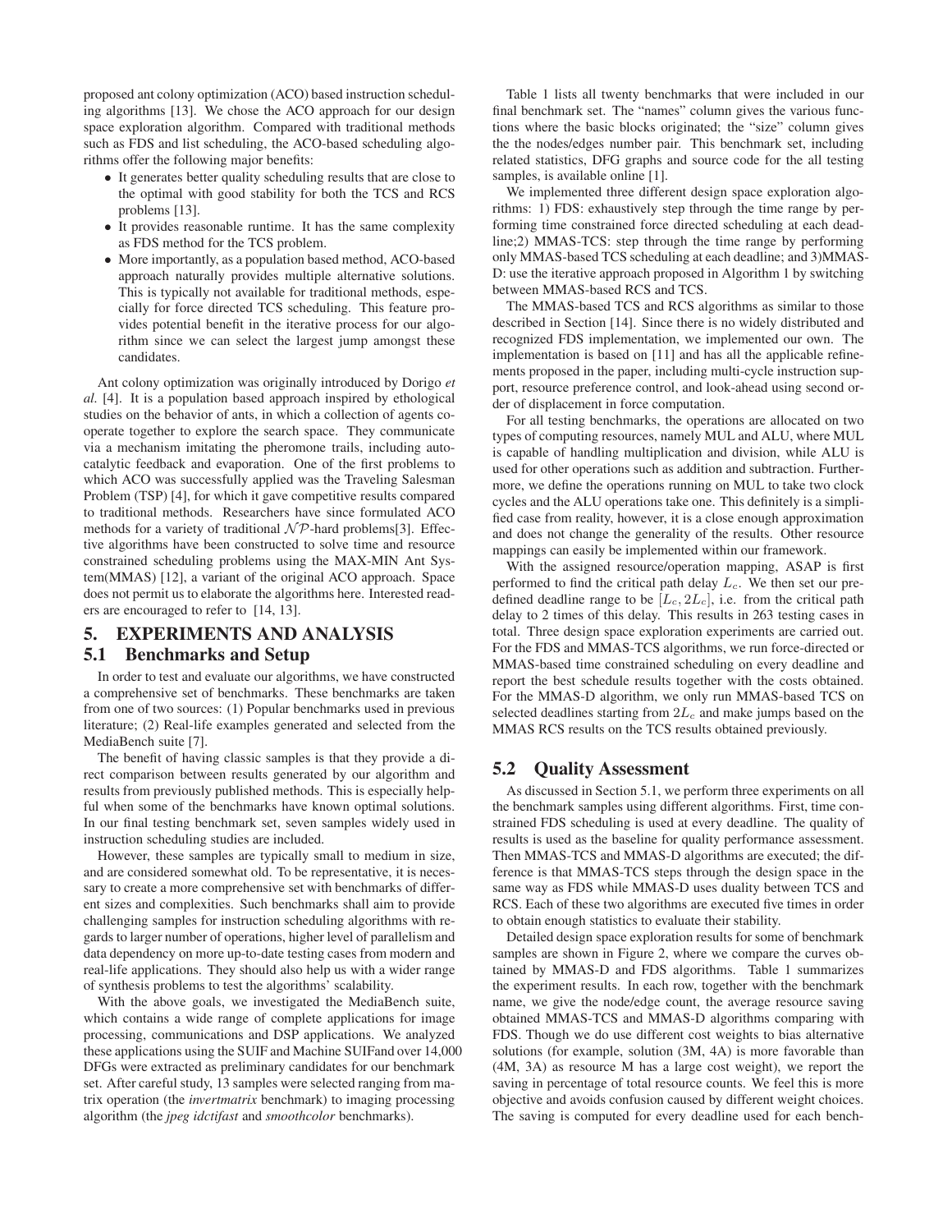proposed ant colony optimization (ACO) based instruction scheduling algorithms [13]. We chose the ACO approach for our design space exploration algorithm. Compared with traditional methods such as FDS and list scheduling, the ACO-based scheduling algorithms offer the following major benefits:

- It generates better quality scheduling results that are close to the optimal with good stability for both the TCS and RCS problems [13].
- It provides reasonable runtime. It has the same complexity as FDS method for the TCS problem.
- More importantly, as a population based method, ACO-based approach naturally provides multiple alternative solutions. This is typically not available for traditional methods, especially for force directed TCS scheduling. This feature provides potential benefit in the iterative process for our algorithm since we can select the largest jump amongst these candidates.

Ant colony optimization was originally introduced by Dorigo *et al.* [4]. It is a population based approach inspired by ethological studies on the behavior of ants, in which a collection of agents cooperate together to explore the search space. They communicate via a mechanism imitating the pheromone trails, including autocatalytic feedback and evaporation. One of the first problems to which ACO was successfully applied was the Traveling Salesman Problem (TSP) [4], for which it gave competitive results compared to traditional methods. Researchers have since formulated ACO methods for a variety of traditional $\mathcal{NP}$-hard problems[3]. Effective algorithms have been constructed to solve time and resource constrained scheduling problems using the MAX-MIN Ant System(MMAS) [12], a variant of the original ACO approach. Space does not permit us to elaborate the algorithms here. Interested readers are encouraged to refer to [14, 13].

# 5. EXPERIMENTS AND ANALYSIS

## 5.1 Benchmarks and Setup

In order to test and evaluate our algorithms, we have constructed a comprehensive set of benchmarks. These benchmarks are taken from one of two sources: (1) Popular benchmarks used in previous literature; (2) Real-life examples generated and selected from the MediaBench suite [7].

The benefit of having classic samples is that they provide a direct comparison between results generated by our algorithm and results from previously published methods. This is especially helpful when some of the benchmarks have known optimal solutions. In our final testing benchmark set, seven samples widely used in instruction scheduling studies are included.

However, these samples are typically small to medium in size, and are considered somewhat old. To be representative, it is necessary to create a more comprehensive set with benchmarks of different sizes and complexities. Such benchmarks shall aim to provide challenging samples for instruction scheduling algorithms with regards to larger number of operations, higher level of parallelism and data dependency on more up-to-date testing cases from modern and real-life applications. They should also help us with a wider range of synthesis problems to test the algorithms' scalability.

With the above goals, we investigated the MediaBench suite, which contains a wide range of complete applications for image processing, communications and DSP applications. We analyzed these applications using the SUIF and Machine SUIFand over 14,000 DFGs were extracted as preliminary candidates for our benchmark set. After careful study, 13 samples were selected ranging from matrix operation (the *invertmatrix* benchmark) to imaging processing algorithm (the *jpeg idctifast* and *smoothcolor* benchmarks).

Table 1 lists all twenty benchmarks that were included in our final benchmark set. The "names" column gives the various functions where the basic blocks originated; the "size" column gives the the nodes/edges number pair. This benchmark set, including related statistics, DFG graphs and source code for the all testing samples, is available online [1].

We implemented three different design space exploration algorithms: 1) FDS: exhaustively step through the time range by performing time constrained force directed scheduling at each deadline;2) MMAS-TCS: step through the time range by performing only MMAS-based TCS scheduling at each deadline; and 3)MMAS-D: use the iterative approach proposed in Algorithm 1 by switching between MMAS-based RCS and TCS.

The MMAS-based TCS and RCS algorithms as similar to those described in Section [14]. Since there is no widely distributed and recognized FDS implementation, we implemented our own. The implementation is based on [11] and has all the applicable refinements proposed in the paper, including multi-cycle instruction support, resource preference control, and look-ahead using second order of displacement in force computation.

For all testing benchmarks, the operations are allocated on two types of computing resources, namely MUL and ALU, where MUL is capable of handling multiplication and division, while ALU is used for other operations such as addition and subtraction. Furthermore, we define the operations running on MUL to take two clock cycles and the ALU operations take one. This definitely is a simplified case from reality, however, it is a close enough approximation and does not change the generality of the results. Other resource mappings can easily be implemented within our framework.

With the assigned resource/operation mapping, ASAP is first performed to find the critical path delay $L_c$. We then set our predefined deadline range to be $[L_c, 2L_c]$, i.e. from the critical path delay to 2 times of this delay. This results in 263 testing cases in total. Three design space exploration experiments are carried out. For the FDS and MMAS-TCS algorithms, we run force-directed or MMAS-based time constrained scheduling on every deadline and report the best schedule results together with the costs obtained. For the MMAS-D algorithm, we only run MMAS-based TCS on selected deadlines starting from $2L_c$ and make jumps based on the MMAS RCS results on the TCS results obtained previously.

## 5.2 Quality Assessment

As discussed in Section 5.1, we perform three experiments on all the benchmark samples using different algorithms. First, time constrained FDS scheduling is used at every deadline. The quality of results is used as the baseline for quality performance assessment. Then MMAS-TCS and MMAS-D algorithms are executed; the difference is that MMAS-TCS steps through the design space in the same way as FDS while MMAS-D uses duality between TCS and RCS. Each of these two algorithms are executed five times in order to obtain enough statistics to evaluate their stability.

Detailed design space exploration results for some of benchmark samples are shown in Figure 2, where we compare the curves obtained by MMAS-D and FDS algorithms. Table 1 summarizes the experiment results. In each row, together with the benchmark name, we give the node/edge count, the average resource saving obtained MMAS-TCS and MMAS-D algorithms comparing with FDS. Though we do use different cost weights to bias alternative solutions (for example, solution (3M, 4A) is more favorable than (4M, 3A) as resource M has a large cost weight), we report the saving in percentage of total resource counts. We feel this is more objective and avoids confusion caused by different weight choices. The saving is computed for every deadline used for each bench-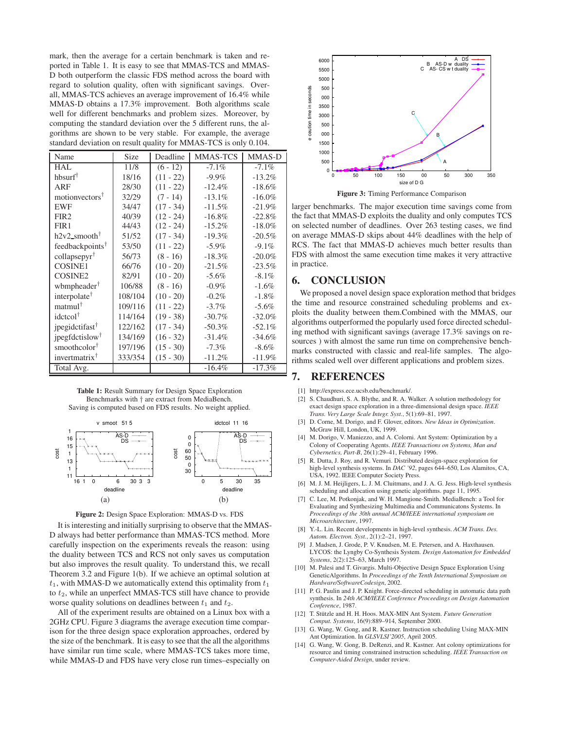mark, then the average for a certain benchmark is taken and reported in Table 1. It is easy to see that MMAS-TCS and MMAS-D both outperform the classic FDS method across the board with regard to solution quality, often with significant savings. Overall, MMAS-TCS achieves an average improvement of 16.4% while MMAS-D obtains a 17.3% improvement. Both algorithms scale well for different benchmarks and problem sizes. Moreover, by computing the standard deviation over the 5 different runs, the algorithms are shown to be very stable. For example, the average standard deviation on result quality for MMAS-TCS is only 0.104.

| Name | Size | Deadline | MMAS-TCS | MMAS-D |
|---|---|---|---|---|
| HAL | 11/8 | (6 - 12) | -7.1% | -7.1% |
| hbsurf† | 18/16 | (11 - 22) | -9.9% | -13.2% |
| ARF | 28/30 | (11 - 22) | -12.4% | -18.6% |
| motionvectors† | 32/29 | (7 - 14) | -13.1% | -16.0% |
| EWF | 34/47 | (17 - 34) | -11.5% | -21.9% |
| FIR2 | 40/39 | (12 - 24) | -16.8% | -22.8% |
| FIR1 | 44/43 | (12 - 24) | -15.2% | -18.0% |
| h2v2_smooth† | 51/52 | (17 - 34) | -19.3% | -20.5% |
| feedbackpoints† | 53/50 | (11 - 22) | -5.9% | -9.1% |
| collapsepyr† | 56/73 | (8 - 16) | -18.3% | -20.0% |
| COSINE1 | 66/76 | (10 - 20) | -21.5% | -23.5% |
| COSINE2 | 82/91 | (10 - 20) | -5.6% | -8.1% |
| wbmpheader† | 106/88 | (8 - 16) | -0.9% | -1.6% |
| interpolate† | 108/104 | (10 - 20) | -0.2% | -1.8% |
| matmul† | 109/116 | (11 - 22) | -3.7% | -5.6% |
| idctcol† | 114/164 | (19 - 38) | -30.7% | -32.0% |
| jpegidctifast† | 122/162 | (17 - 34) | -50.3% | -52.1% |
| jpegfdctislow† | 134/169 | (16 - 32) | -31.4% | -34.6% |
| smoothcolor† | 197/196 | (15 - 30) | -7.3% | -8.6% |
| invertmatrix† | 333/354 | (15 - 30) | -11.2% | -11.9% |
| Total Avg. | | | -16.4% | -17.3% |

**Table 1:** Result Summary for Design Space Exploration Benchmarks with † are extract from MediaBench. Saving is computed based on FDS results. No weight applied.

v smoot 51 5
AS-D
DS
cost
deadline
(a)

idctcol 11 16
AS-D
DS
cost
deadline
(b)

**Figure 2:** Design Space Exploration: MMAS-D vs. FDS

It is interesting and initially surprising to observe that the MMAS-D always had better performance than MMAS-TCS method. More carefully inspection on the experiments reveals the reason: using the duality between TCS and RCS not only saves us computation but also improves the result quality. To understand this, we recall Theorem 3.2 and Figure 1(b). If we achieve an optimal solution at $t_1$, with MMAS-D we automatically extend this optimality from $t_1$ to $t_2$, while an unperfect MMAS-TCS still have chance to provide worse quality solutions on deadlines between $t_1$ and $t_2$.

All of the experiment results are obtained on a Linux box with a 2GHz CPU. Figure 3 diagrams the average execution time comparison for the three design space exploration approaches, ordered by the size of the benchmark. It is easy to see that the all the algorithms have similar run time scale, where MMAS-TCS takes more time, while MMAS-D and FDS have very close run times–especially on

A DS
B AS-D w duality
C AS- CS w t duality
e cution time in seconds
size of D G

**Figure 3:** Timing Performance Comparison

larger benchmarks. The major execution time savings come from the fact that MMAS-D exploits the duality and only computes TCS on selected number of deadlines. Over 263 testing cases, we find on average MMAS-D skips about 44% deadlines with the help of RCS. The fact that MMAS-D achieves much better results than FDS with almost the same execution time makes it very attractive in practice.

## 6. CONCLUSION

We proposed a novel design space exploration method that bridges the time and resource constrained scheduling problems and exploits the duality between them.Combined with the MMAS, our algorithms outperformed the popularly used force directed scheduling method with significant savings (average 17.3% savings on resources ) with almost the same run time on comprehensive benchmarks constructed with classic and real-life samples. The algorithms scaled well over different applications and problem sizes.

## 7. REFERENCES

[1] http://express.ece.ucsb.edu/benchmark/.

[2] S. Chaudhuri, S. A. Blythe, and R. A. Walker. A solution methodology for exact design space exploration in a three-dimensional design space. *IEEE Trans. Very Large Scale Integr. Syst.*, 5(1):69–81, 1997.

[3] D. Corne, M. Dorigo, and F. Glover, editors. *New Ideas in Optimization*. McGraw Hill, London, UK, 1999.

[4] M. Dorigo, V. Maniezzo, and A. Colorni. Ant System: Optimization by a Colony of Cooperating Agents. *IEEE Transactions on Systems, Man and Cybernetics, Part-B*, 26(1):29–41, February 1996.

[5] R. Dutta, J. Roy, and R. Vemuri. Distributed design-space exploration for high-level synthesis systems. In *DAC '92*, pages 644–650, Los Alamitos, CA, USA, 1992. IEEE Computer Society Press.

[6] M. J. M. Heijligers, L. J. M. Cluitmans, and J. A. G. Jess. High-level synthesis scheduling and allocation using genetic algorithms. page 11, 1995.

[7] C. Lee, M. Potkonjak, and W. H. Mangione-Smith. MediaBench: a Tool for Evaluating and Synthesizing Multimedia and Communicatons Systems. In *Proceedings of the 30th annual ACM/IEEE international symposium on Microarchitecture*, 1997.

[8] Y.-L. Lin. Recent developments in high-level synthesis. *ACM Trans. Des. Autom. Electron. Syst.*, 2(1):2–21, 1997.

[9] J. Madsen, J. Grode, P. V. Knudsen, M. E. Petersen, and A. Haxthausen. LYCOS: the Lyngby Co-Synthesis System. *Design Automation for Embedded Systems*, 2(2):125–63, March 1997.

[10] M. Palesi and T. Givargis. Multi-Objective Design Space Exploration Using GeneticAlgorithms. In *Proceedings of the Tenth International Symposium on Hardware/SoftwareCodesign*, 2002.

[11] P. G. Paulin and J. P. Knight. Force-directed scheduling in automatic data path synthesis. In *24th ACM/IEEE Conference Proceedings on Design Automation Conference*, 1987.

[12] T. Stützle and H. H. Hoos. MAX-MIN Ant System. *Future Generation Comput. Systems*, 16(9):889–914, September 2000.

[13] G. Wang, W. Gong, and R. Kastner. Instruction scheduling Using MAX-MIN Ant Optimization. In *GLSVLSI'2005*, April 2005.

[14] G. Wang, W. Gong, B. DeRenzi, and R. Kastner. Ant colony optimizations for resource and timing constrained instruction scheduling. *IEEE Transaction on Computer-Aided Design*, under review.